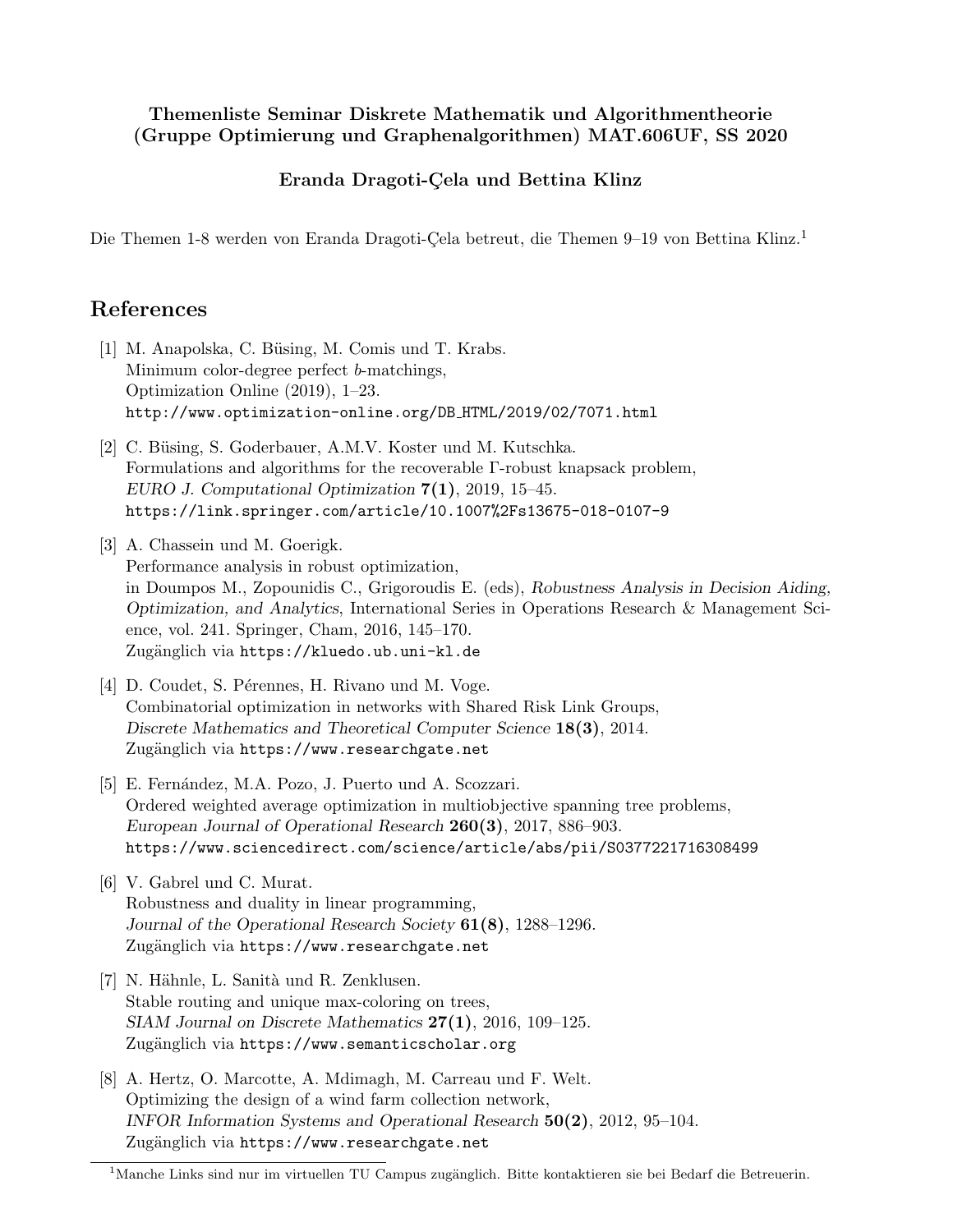**Themenliste Seminar Diskrete Mathematik und Algorithmentheorie (Gruppe Optimierung und Graphenalgorithmen) MAT.606UF, SS 2020**

**Eranda Dragoti-Çela und Bettina Klinz**

Die Themen 1-8 werden von Eranda Dragoti-Çela betreut, die Themen 9–19 von Bettina Klinz.[1]

## References

[1] M. Anapolska, C. Büsing, M. Comis und T. Krabs.
Minimum color-degree perfect $b$-matchings,
Optimization Online (2019), 1–23.
`http://www.optimization-online.org/DB_HTML/2019/02/7071.html`

[2] C. Büsing, S. Goderbauer, A.M.V. Koster und M. Kutschka.
Formulations and algorithms for the recoverable $\Gamma$-robust knapsack problem,
*EURO J. Computational Optimization* **7(1)**, 2019, 15–45.
`https://link.springer.com/article/10.1007%2Fs13675-018-0107-9`

[3] A. Chassein und M. Goerigk.
Performance analysis in robust optimization,
in Doumpos M., Zopounidis C., Grigoroudis E. (eds), *Robustness Analysis in Decision Aiding, Optimization, and Analytics*, International Series in Operations Research & Management Science, vol. 241. Springer, Cham, 2016, 145–170.
Zugänglich via `https://kluedo.ub.uni-kl.de`

[4] D. Coudet, S. Pérennes, H. Rivano und M. Voge.
Combinatorial optimization in networks with Shared Risk Link Groups,
*Discrete Mathematics and Theoretical Computer Science* **18(3)**, 2014.
Zugänglich via `https://www.researchgate.net`

[5] E. Fernández, M.A. Pozo, J. Puerto und A. Scozzari.
Ordered weighted average optimization in multiobjective spanning tree problems,
*European Journal of Operational Research* **260(3)**, 2017, 886–903.
`https://www.sciencedirect.com/science/article/abs/pii/S0377221716308499`

[6] V. Gabrel und C. Murat.
Robustness and duality in linear programming,
*Journal of the Operational Research Society* **61(8)**, 1288–1296.
Zugänglich via `https://www.researchgate.net`

[7] N. Hähnle, L. Sanità und R. Zenklusen.
Stable routing and unique max-coloring on trees,
*SIAM Journal on Discrete Mathematics* **27(1)**, 2016, 109–125.
Zugänglich via `https://www.semanticscholar.org`

[8] A. Hertz, O. Marcotte, A. Mdimagh, M. Carreau und F. Welt.
Optimizing the design of a wind farm collection network,
*INFOR Information Systems and Operational Research* **50(2)**, 2012, 95–104.
Zugänglich via `https://www.researchgate.net`

---

[1] Manche Links sind nur im virtuellen TU Campus zugänglich. Bitte kontaktieren sie bei Bedarf die Betreuerin.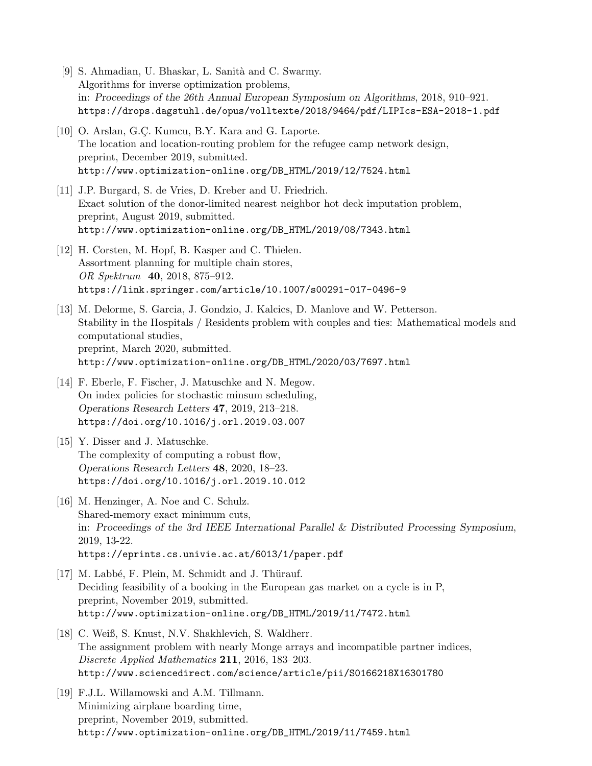[9] S. Ahmadian, U. Bhaskar, L. Sanità and C. Swarmy.
Algorithms for inverse optimization problems,
in: *Proceedings of the 26th Annual European Symposium on Algorithms*, 2018, 910–921.
`https://drops.dagstuhl.de/opus/volltexte/2018/9464/pdf/LIPIcs-ESA-2018-1.pdf`

[10] O. Arslan, G.Ç. Kumcu, B.Y. Kara and G. Laporte.
The location and location-routing problem for the refugee camp network design,
preprint, December 2019, submitted.
`http://www.optimization-online.org/DB_HTML/2019/12/7524.html`

[11] J.P. Burgard, S. de Vries, D. Kreber and U. Friedrich.
Exact solution of the donor-limited nearest neighbor hot deck imputation problem,
preprint, August 2019, submitted.
`http://www.optimization-online.org/DB_HTML/2019/08/7343.html`

[12] H. Corsten, M. Hopf, B. Kasper and C. Thielen.
Assortment planning for multiple chain stores,
*OR Spektrum* **40**, 2018, 875–912.
`https://link.springer.com/article/10.1007/s00291-017-0496-9`

[13] M. Delorme, S. Garcia, J. Gondzio, J. Kalcics, D. Manlove and W. Petterson.
Stability in the Hospitals / Residents problem with couples and ties: Mathematical models and computational studies,
preprint, March 2020, submitted.
`http://www.optimization-online.org/DB_HTML/2020/03/7697.html`

[14] F. Eberle, F. Fischer, J. Matuschke and N. Megow.
On index policies for stochastic minsum scheduling,
*Operations Research Letters* **47**, 2019, 213–218.
`https://doi.org/10.1016/j.orl.2019.03.007`

[15] Y. Disser and J. Matuschke.
The complexity of computing a robust flow,
*Operations Research Letters* **48**, 2020, 18–23.
`https://doi.org/10.1016/j.orl.2019.10.012`

[16] M. Henzinger, A. Noe and C. Schulz.
Shared-memory exact minimum cuts,
in: *Proceedings of the 3rd IEEE International Parallel & Distributed Processing Symposium*, 2019, 13-22.
`https://eprints.cs.univie.ac.at/6013/1/paper.pdf`

[17] M. Labbé, F. Plein, M. Schmidt and J. Thürauf.
Deciding feasibility of a booking in the European gas market on a cycle is in P,
preprint, November 2019, submitted.
`http://www.optimization-online.org/DB_HTML/2019/11/7472.html`

[18] C. Weiß, S. Knust, N.V. Shakhlevich, S. Waldherr.
The assignment problem with nearly Monge arrays and incompatible partner indices,
*Discrete Applied Mathematics* **211**, 2016, 183–203.
`http://www.sciencedirect.com/science/article/pii/S0166218X16301780`

[19] F.J.L. Willamowski and A.M. Tillmann.
Minimizing airplane boarding time,
preprint, November 2019, submitted.
`http://www.optimization-online.org/DB_HTML/2019/11/7459.html`